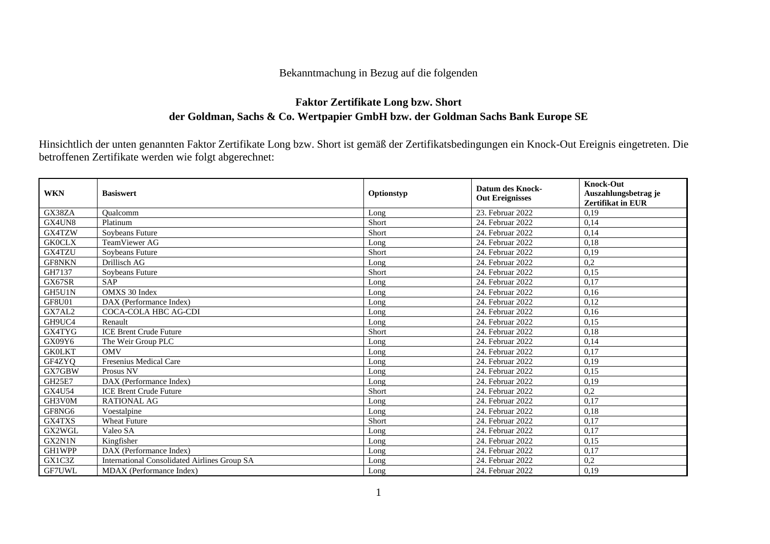Bekanntmachung in Bezug auf die folgenden

**Faktor Zertifikate Long bzw. Short**
**der Goldman, Sachs & Co. Wertpapier GmbH bzw. der Goldman Sachs Bank Europe SE**

Hinsichtlich der unten genannten Faktor Zertifikate Long bzw. Short ist gemäß der Zertifikatsbedingungen ein Knock-Out Ereignis eingetreten. Die betroffenen Zertifikate werden wie folgt abgerechnet:

| WKN | Basiswert | Optionstyp | Datum des Knock-Out Ereignisses | Knock-Out Auszahlungsbetrag je Zertifikat in EUR |
|---|---|---|---|---|
| GX38ZA | Qualcomm | Long | 23. Februar 2022 | 0,19 |
| GX4UN8 | Platinum | Short | 24. Februar 2022 | 0,14 |
| GX4TZW | Soybeans Future | Short | 24. Februar 2022 | 0,14 |
| GK0CLX | TeamViewer AG | Long | 24. Februar 2022 | 0,18 |
| GX4TZU | Soybeans Future | Short | 24. Februar 2022 | 0,19 |
| GF8NKN | Drillisch AG | Long | 24. Februar 2022 | 0,2 |
| GH7137 | Soybeans Future | Short | 24. Februar 2022 | 0,15 |
| GX67SR | SAP | Long | 24. Februar 2022 | 0,17 |
| GH5U1N | OMXS 30 Index | Long | 24. Februar 2022 | 0,16 |
| GF8U01 | DAX (Performance Index) | Long | 24. Februar 2022 | 0,12 |
| GX7AL2 | COCA-COLA HBC AG-CDI | Long | 24. Februar 2022 | 0,16 |
| GH9UC4 | Renault | Long | 24. Februar 2022 | 0,15 |
| GX4TYG | ICE Brent Crude Future | Short | 24. Februar 2022 | 0,18 |
| GX09Y6 | The Weir Group PLC | Long | 24. Februar 2022 | 0,14 |
| GK0LKT | OMV | Long | 24. Februar 2022 | 0,17 |
| GF4ZYQ | Fresenius Medical Care | Long | 24. Februar 2022 | 0,19 |
| GX7GBW | Prosus NV | Long | 24. Februar 2022 | 0,15 |
| GH25E7 | DAX (Performance Index) | Long | 24. Februar 2022 | 0,19 |
| GX4U54 | ICE Brent Crude Future | Short | 24. Februar 2022 | 0,2 |
| GH3V0M | RATIONAL AG | Long | 24. Februar 2022 | 0,17 |
| GF8NG6 | Voestalpine | Long | 24. Februar 2022 | 0,18 |
| GX4TXS | Wheat Future | Short | 24. Februar 2022 | 0,17 |
| GX2WGL | Valeo SA | Long | 24. Februar 2022 | 0,17 |
| GX2N1N | Kingfisher | Long | 24. Februar 2022 | 0,15 |
| GH1WPP | DAX (Performance Index) | Long | 24. Februar 2022 | 0,17 |
| GX1C3Z | International Consolidated Airlines Group SA | Long | 24. Februar 2022 | 0,2 |
| GF7UWL | MDAX (Performance Index) | Long | 24. Februar 2022 | 0,19 |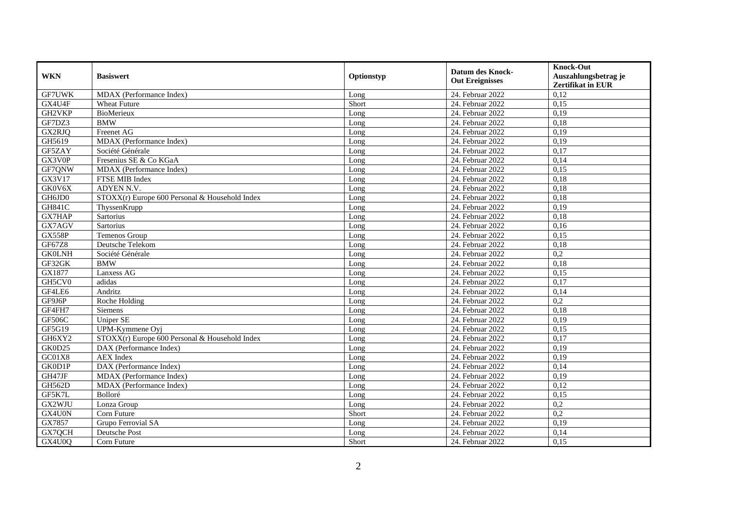| WKN | Basiswert | Optionstyp | Datum des Knock-Out Ereignisses | Knock-Out Auszahlungsbetrag je Zertifikat in EUR |
|---|---|---|---|---|
| GF7UWK | MDAX (Performance Index) | Long | 24. Februar 2022 | 0,12 |
| GX4U4F | Wheat Future | Short | 24. Februar 2022 | 0,15 |
| GH2VKP | BioMerieux | Long | 24. Februar 2022 | 0,19 |
| GF7DZ3 | BMW | Long | 24. Februar 2022 | 0,18 |
| GX2RJQ | Freenet AG | Long | 24. Februar 2022 | 0,19 |
| GH5619 | MDAX (Performance Index) | Long | 24. Februar 2022 | 0,19 |
| GF5ZAY | Société Générale | Long | 24. Februar 2022 | 0,17 |
| GX3V0P | Fresenius SE & Co KGaA | Long | 24. Februar 2022 | 0,14 |
| GF7QNW | MDAX (Performance Index) | Long | 24. Februar 2022 | 0,15 |
| GX3V17 | FTSE MIB Index | Long | 24. Februar 2022 | 0,18 |
| GK0V6X | ADYEN N.V. | Long | 24. Februar 2022 | 0,18 |
| GH6JD0 | STOXX(r) Europe 600 Personal & Household Index | Long | 24. Februar 2022 | 0,18 |
| GH841C | ThyssenKrupp | Long | 24. Februar 2022 | 0,19 |
| GX7HAP | Sartorius | Long | 24. Februar 2022 | 0,18 |
| GX7AGV | Sartorius | Long | 24. Februar 2022 | 0,16 |
| GX558P | Temenos Group | Long | 24. Februar 2022 | 0,15 |
| GF67Z8 | Deutsche Telekom | Long | 24. Februar 2022 | 0,18 |
| GK0LNH | Société Générale | Long | 24. Februar 2022 | 0,2 |
| GF32GK | BMW | Long | 24. Februar 2022 | 0,18 |
| GX1877 | Lanxess AG | Long | 24. Februar 2022 | 0,15 |
| GH5CV0 | adidas | Long | 24. Februar 2022 | 0,17 |
| GF4LE6 | Andritz | Long | 24. Februar 2022 | 0,14 |
| GF9J6P | Roche Holding | Long | 24. Februar 2022 | 0,2 |
| GF4FH7 | Siemens | Long | 24. Februar 2022 | 0,18 |
| GF506C | Uniper SE | Long | 24. Februar 2022 | 0,19 |
| GF5G19 | UPM-Kymmene Oyj | Long | 24. Februar 2022 | 0,15 |
| GH6XY2 | STOXX(r) Europe 600 Personal & Household Index | Long | 24. Februar 2022 | 0,17 |
| GK0D25 | DAX (Performance Index) | Long | 24. Februar 2022 | 0,19 |
| GC01X8 | AEX Index | Long | 24. Februar 2022 | 0,19 |
| GK0D1P | DAX (Performance Index) | Long | 24. Februar 2022 | 0,14 |
| GH47JF | MDAX (Performance Index) | Long | 24. Februar 2022 | 0,19 |
| GH562D | MDAX (Performance Index) | Long | 24. Februar 2022 | 0,12 |
| GF5K7L | Bolloré | Long | 24. Februar 2022 | 0,15 |
| GX2WJU | Lonza Group | Long | 24. Februar 2022 | 0,2 |
| GX4U0N | Corn Future | Short | 24. Februar 2022 | 0,2 |
| GX7857 | Grupo Ferrovial SA | Long | 24. Februar 2022 | 0,19 |
| GX7QCH | Deutsche Post | Long | 24. Februar 2022 | 0,14 |
| GX4U0Q | Corn Future | Short | 24. Februar 2022 | 0,15 |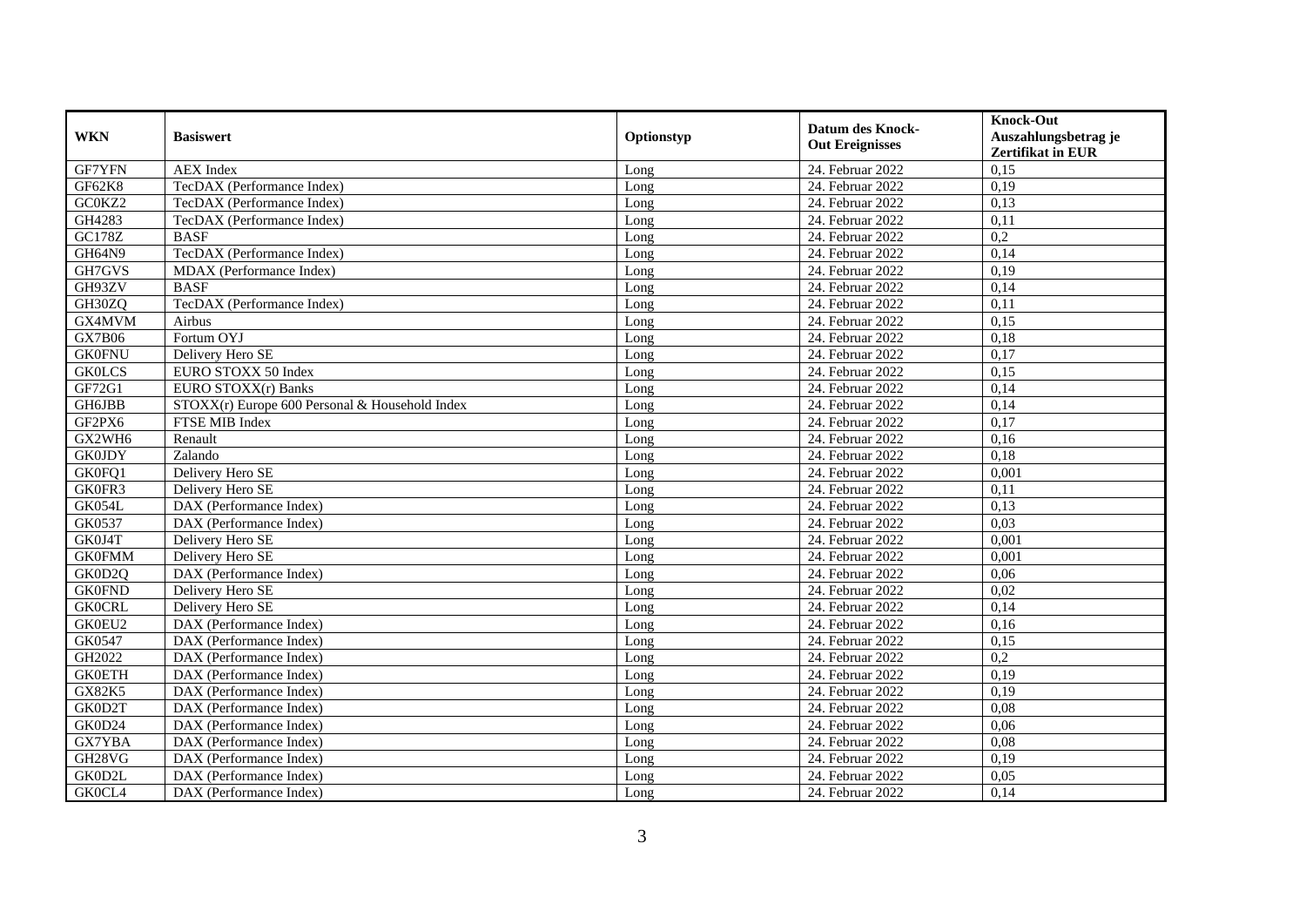| WKN | Basiswert | Optionstyp | Datum des Knock-Out Ereignisses | Knock-Out Auszahlungsbetrag je Zertifikat in EUR |
|---|---|---|---|---|
| GF7YFN | AEX Index | Long | 24. Februar 2022 | 0,15 |
| GF62K8 | TecDAX (Performance Index) | Long | 24. Februar 2022 | 0,19 |
| GC0KZ2 | TecDAX (Performance Index) | Long | 24. Februar 2022 | 0,13 |
| GH4283 | TecDAX (Performance Index) | Long | 24. Februar 2022 | 0,11 |
| GC178Z | BASF | Long | 24. Februar 2022 | 0,2 |
| GH64N9 | TecDAX (Performance Index) | Long | 24. Februar 2022 | 0,14 |
| GH7GVS | MDAX (Performance Index) | Long | 24. Februar 2022 | 0,19 |
| GH93ZV | BASF | Long | 24. Februar 2022 | 0,14 |
| GH30ZQ | TecDAX (Performance Index) | Long | 24. Februar 2022 | 0,11 |
| GX4MVM | Airbus | Long | 24. Februar 2022 | 0,15 |
| GX7B06 | Fortum OYJ | Long | 24. Februar 2022 | 0,18 |
| GK0FNU | Delivery Hero SE | Long | 24. Februar 2022 | 0,17 |
| GK0LCS | EURO STOXX 50 Index | Long | 24. Februar 2022 | 0,15 |
| GF72G1 | EURO STOXX(r) Banks | Long | 24. Februar 2022 | 0,14 |
| GH6JBB | STOXX(r) Europe 600 Personal & Household Index | Long | 24. Februar 2022 | 0,14 |
| GF2PX6 | FTSE MIB Index | Long | 24. Februar 2022 | 0,17 |
| GX2WH6 | Renault | Long | 24. Februar 2022 | 0,16 |
| GK0JDY | Zalando | Long | 24. Februar 2022 | 0,18 |
| GK0FQ1 | Delivery Hero SE | Long | 24. Februar 2022 | 0,001 |
| GK0FR3 | Delivery Hero SE | Long | 24. Februar 2022 | 0,11 |
| GK054L | DAX (Performance Index) | Long | 24. Februar 2022 | 0,13 |
| GK0537 | DAX (Performance Index) | Long | 24. Februar 2022 | 0,03 |
| GK0J4T | Delivery Hero SE | Long | 24. Februar 2022 | 0,001 |
| GK0FMM | Delivery Hero SE | Long | 24. Februar 2022 | 0,001 |
| GK0D2Q | DAX (Performance Index) | Long | 24. Februar 2022 | 0,06 |
| GK0FND | Delivery Hero SE | Long | 24. Februar 2022 | 0,02 |
| GK0CRL | Delivery Hero SE | Long | 24. Februar 2022 | 0,14 |
| GK0EU2 | DAX (Performance Index) | Long | 24. Februar 2022 | 0,16 |
| GK0547 | DAX (Performance Index) | Long | 24. Februar 2022 | 0,15 |
| GH2022 | DAX (Performance Index) | Long | 24. Februar 2022 | 0,2 |
| GK0ETH | DAX (Performance Index) | Long | 24. Februar 2022 | 0,19 |
| GX82K5 | DAX (Performance Index) | Long | 24. Februar 2022 | 0,19 |
| GK0D2T | DAX (Performance Index) | Long | 24. Februar 2022 | 0,08 |
| GK0D24 | DAX (Performance Index) | Long | 24. Februar 2022 | 0,06 |
| GX7YBA | DAX (Performance Index) | Long | 24. Februar 2022 | 0,08 |
| GH28VG | DAX (Performance Index) | Long | 24. Februar 2022 | 0,19 |
| GK0D2L | DAX (Performance Index) | Long | 24. Februar 2022 | 0,05 |
| GK0CL4 | DAX (Performance Index) | Long | 24. Februar 2022 | 0,14 |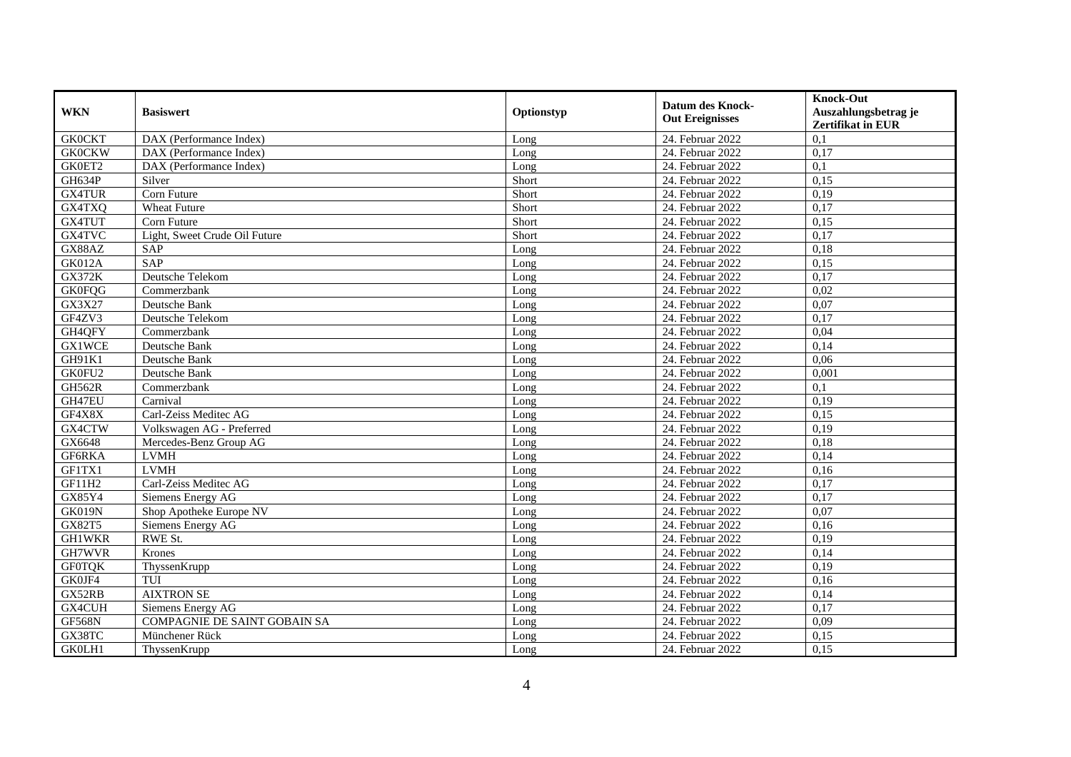| WKN | Basiswert | Optionstyp | Datum des Knock-Out Ereignisses | Knock-Out Auszahlungsbetrag je Zertifikat in EUR |
|---|---|---|---|---|
| GK0CKT | DAX (Performance Index) | Long | 24. Februar 2022 | 0,1 |
| GK0CKW | DAX (Performance Index) | Long | 24. Februar 2022 | 0,17 |
| GK0ET2 | DAX (Performance Index) | Long | 24. Februar 2022 | 0,1 |
| GH634P | Silver | Short | 24. Februar 2022 | 0,15 |
| GX4TUR | Corn Future | Short | 24. Februar 2022 | 0,19 |
| GX4TXQ | Wheat Future | Short | 24. Februar 2022 | 0,17 |
| GX4TUT | Corn Future | Short | 24. Februar 2022 | 0,15 |
| GX4TVC | Light, Sweet Crude Oil Future | Short | 24. Februar 2022 | 0,17 |
| GX88AZ | SAP | Long | 24. Februar 2022 | 0,18 |
| GK012A | SAP | Long | 24. Februar 2022 | 0,15 |
| GX372K | Deutsche Telekom | Long | 24. Februar 2022 | 0,17 |
| GK0FQG | Commerzbank | Long | 24. Februar 2022 | 0,02 |
| GX3X27 | Deutsche Bank | Long | 24. Februar 2022 | 0,07 |
| GF4ZV3 | Deutsche Telekom | Long | 24. Februar 2022 | 0,17 |
| GH4QFY | Commerzbank | Long | 24. Februar 2022 | 0,04 |
| GX1WCE | Deutsche Bank | Long | 24. Februar 2022 | 0,14 |
| GH91K1 | Deutsche Bank | Long | 24. Februar 2022 | 0,06 |
| GK0FU2 | Deutsche Bank | Long | 24. Februar 2022 | 0,001 |
| GH562R | Commerzbank | Long | 24. Februar 2022 | 0,1 |
| GH47EU | Carnival | Long | 24. Februar 2022 | 0,19 |
| GF4X8X | Carl-Zeiss Meditec AG | Long | 24. Februar 2022 | 0,15 |
| GX4CTW | Volkswagen AG - Preferred | Long | 24. Februar 2022 | 0,19 |
| GX6648 | Mercedes-Benz Group AG | Long | 24. Februar 2022 | 0,18 |
| GF6RKA | LVMH | Long | 24. Februar 2022 | 0,14 |
| GF1TX1 | LVMH | Long | 24. Februar 2022 | 0,16 |
| GF11H2 | Carl-Zeiss Meditec AG | Long | 24. Februar 2022 | 0,17 |
| GX85Y4 | Siemens Energy AG | Long | 24. Februar 2022 | 0,17 |
| GK019N | Shop Apotheke Europe NV | Long | 24. Februar 2022 | 0,07 |
| GX82T5 | Siemens Energy AG | Long | 24. Februar 2022 | 0,16 |
| GH1WKR | RWE St. | Long | 24. Februar 2022 | 0,19 |
| GH7WVR | Krones | Long | 24. Februar 2022 | 0,14 |
| GF0TQK | ThyssenKrupp | Long | 24. Februar 2022 | 0,19 |
| GK0JF4 | TUI | Long | 24. Februar 2022 | 0,16 |
| GX52RB | AIXTRON SE | Long | 24. Februar 2022 | 0,14 |
| GX4CUH | Siemens Energy AG | Long | 24. Februar 2022 | 0,17 |
| GF568N | COMPAGNIE DE SAINT GOBAIN SA | Long | 24. Februar 2022 | 0,09 |
| GX38TC | Münchener Rück | Long | 24. Februar 2022 | 0,15 |
| GK0LH1 | ThyssenKrupp | Long | 24. Februar 2022 | 0,15 |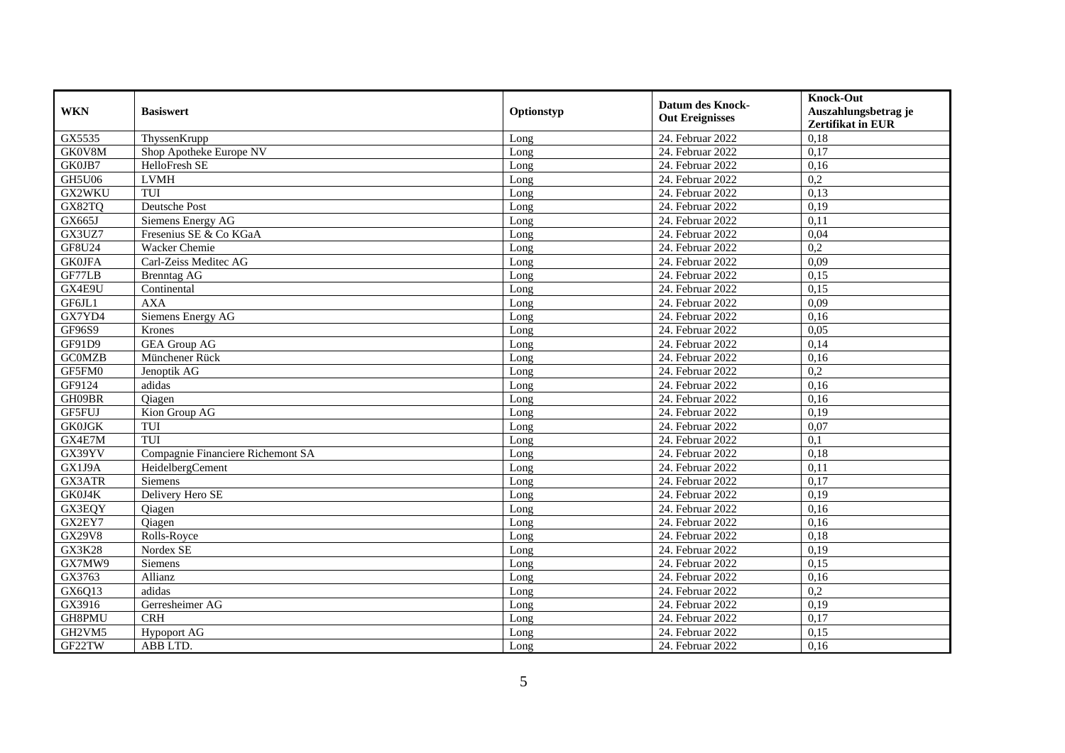| WKN | Basiswert | Optionstyp | Datum des Knock-Out Ereignisses | Knock-Out Auszahlungsbetrag je Zertifikat in EUR |
|---|---|---|---|---|
| GX5535 | ThyssenKrupp | Long | 24. Februar 2022 | 0,18 |
| GK0V8M | Shop Apotheke Europe NV | Long | 24. Februar 2022 | 0,17 |
| GK0JB7 | HelloFresh SE | Long | 24. Februar 2022 | 0,16 |
| GH5U06 | LVMH | Long | 24. Februar 2022 | 0,2 |
| GX2WKU | TUI | Long | 24. Februar 2022 | 0,13 |
| GX82TQ | Deutsche Post | Long | 24. Februar 2022 | 0,19 |
| GX665J | Siemens Energy AG | Long | 24. Februar 2022 | 0,11 |
| GX3UZ7 | Fresenius SE & Co KGaA | Long | 24. Februar 2022 | 0,04 |
| GF8U24 | Wacker Chemie | Long | 24. Februar 2022 | 0,2 |
| GK0JFA | Carl-Zeiss Meditec AG | Long | 24. Februar 2022 | 0,09 |
| GF77LB | Brenntag AG | Long | 24. Februar 2022 | 0,15 |
| GX4E9U | Continental | Long | 24. Februar 2022 | 0,15 |
| GF6JL1 | AXA | Long | 24. Februar 2022 | 0,09 |
| GX7YD4 | Siemens Energy AG | Long | 24. Februar 2022 | 0,16 |
| GF96S9 | Krones | Long | 24. Februar 2022 | 0,05 |
| GF91D9 | GEA Group AG | Long | 24. Februar 2022 | 0,14 |
| GC0MZB | Münchener Rück | Long | 24. Februar 2022 | 0,16 |
| GF5FM0 | Jenoptik AG | Long | 24. Februar 2022 | 0,2 |
| GF9124 | adidas | Long | 24. Februar 2022 | 0,16 |
| GH09BR | Qiagen | Long | 24. Februar 2022 | 0,16 |
| GF5FUJ | Kion Group AG | Long | 24. Februar 2022 | 0,19 |
| GK0JGK | TUI | Long | 24. Februar 2022 | 0,07 |
| GX4E7M | TUI | Long | 24. Februar 2022 | 0,1 |
| GX39YV | Compagnie Financiere Richemont SA | Long | 24. Februar 2022 | 0,18 |
| GX1J9A | HeidelbergCement | Long | 24. Februar 2022 | 0,11 |
| GX3ATR | Siemens | Long | 24. Februar 2022 | 0,17 |
| GK0J4K | Delivery Hero SE | Long | 24. Februar 2022 | 0,19 |
| GX3EQY | Qiagen | Long | 24. Februar 2022 | 0,16 |
| GX2EY7 | Qiagen | Long | 24. Februar 2022 | 0,16 |
| GX29V8 | Rolls-Royce | Long | 24. Februar 2022 | 0,18 |
| GX3K28 | Nordex SE | Long | 24. Februar 2022 | 0,19 |
| GX7MW9 | Siemens | Long | 24. Februar 2022 | 0,15 |
| GX3763 | Allianz | Long | 24. Februar 2022 | 0,16 |
| GX6Q13 | adidas | Long | 24. Februar 2022 | 0,2 |
| GX3916 | Gerresheimer AG | Long | 24. Februar 2022 | 0,19 |
| GH8PMU | CRH | Long | 24. Februar 2022 | 0,17 |
| GH2VM5 | Hypoport AG | Long | 24. Februar 2022 | 0,15 |
| GF22TW | ABB LTD. | Long | 24. Februar 2022 | 0,16 |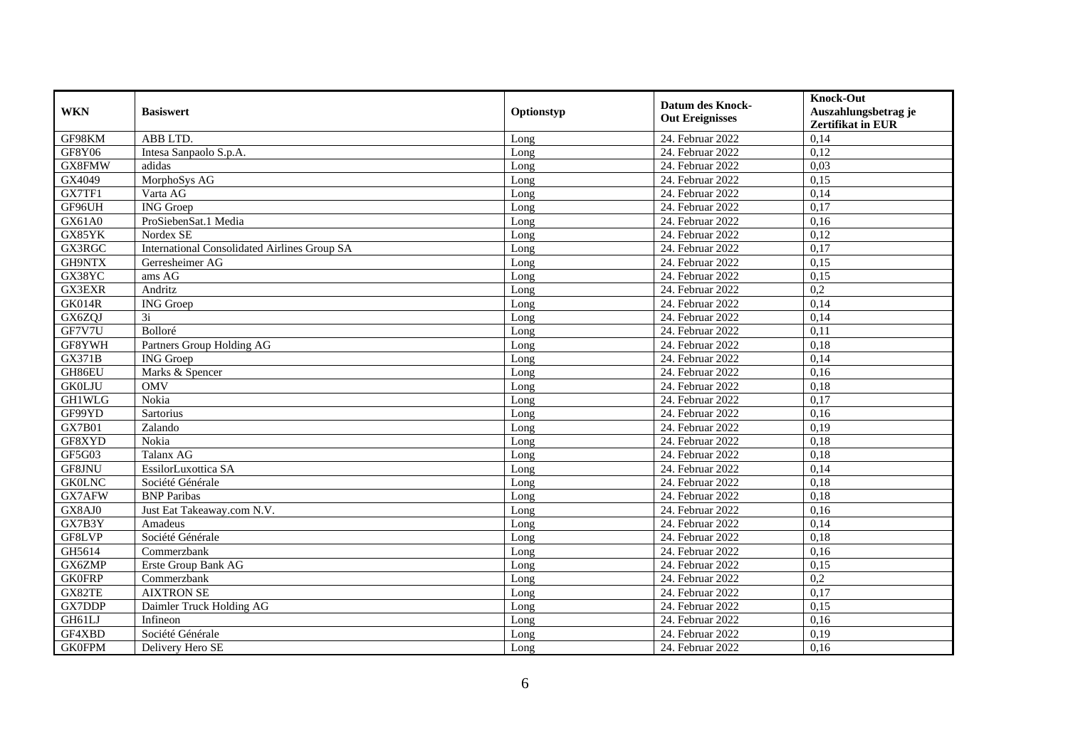| WKN | Basiswert | Optionstyp | Datum des Knock-Out Ereignisses | Knock-Out Auszahlungsbetrag je Zertifikat in EUR |
|---|---|---|---|---|
| GF98KM | ABB LTD. | Long | 24. Februar 2022 | 0,14 |
| GF8Y06 | Intesa Sanpaolo S.p.A. | Long | 24. Februar 2022 | 0,12 |
| GX8FMW | adidas | Long | 24. Februar 2022 | 0,03 |
| GX4049 | MorphoSys AG | Long | 24. Februar 2022 | 0,15 |
| GX7TF1 | Varta AG | Long | 24. Februar 2022 | 0,14 |
| GF96UH | ING Groep | Long | 24. Februar 2022 | 0,17 |
| GX61A0 | ProSiebenSat.1 Media | Long | 24. Februar 2022 | 0,16 |
| GX85YK | Nordex SE | Long | 24. Februar 2022 | 0,12 |
| GX3RGC | International Consolidated Airlines Group SA | Long | 24. Februar 2022 | 0,17 |
| GH9NTX | Gerresheimer AG | Long | 24. Februar 2022 | 0,15 |
| GX38YC | ams AG | Long | 24. Februar 2022 | 0,15 |
| GX3EXR | Andritz | Long | 24. Februar 2022 | 0,2 |
| GK014R | ING Groep | Long | 24. Februar 2022 | 0,14 |
| GX6ZQJ | 3i | Long | 24. Februar 2022 | 0,14 |
| GF7V7U | Bolloré | Long | 24. Februar 2022 | 0,11 |
| GF8YWH | Partners Group Holding AG | Long | 24. Februar 2022 | 0,18 |
| GX371B | ING Groep | Long | 24. Februar 2022 | 0,14 |
| GH86EU | Marks & Spencer | Long | 24. Februar 2022 | 0,16 |
| GK0LJU | OMV | Long | 24. Februar 2022 | 0,18 |
| GH1WLG | Nokia | Long | 24. Februar 2022 | 0,17 |
| GF99YD | Sartorius | Long | 24. Februar 2022 | 0,16 |
| GX7B01 | Zalando | Long | 24. Februar 2022 | 0,19 |
| GF8XYD | Nokia | Long | 24. Februar 2022 | 0,18 |
| GF5G03 | Talanx AG | Long | 24. Februar 2022 | 0,18 |
| GF8JNU | EssilorLuxottica SA | Long | 24. Februar 2022 | 0,14 |
| GK0LNC | Société Générale | Long | 24. Februar 2022 | 0,18 |
| GX7AFW | BNP Paribas | Long | 24. Februar 2022 | 0,18 |
| GX8AJ0 | Just Eat Takeaway.com N.V. | Long | 24. Februar 2022 | 0,16 |
| GX7B3Y | Amadeus | Long | 24. Februar 2022 | 0,14 |
| GF8LVP | Société Générale | Long | 24. Februar 2022 | 0,18 |
| GH5614 | Commerzbank | Long | 24. Februar 2022 | 0,16 |
| GX6ZMP | Erste Group Bank AG | Long | 24. Februar 2022 | 0,15 |
| GK0FRP | Commerzbank | Long | 24. Februar 2022 | 0,2 |
| GX82TE | AIXTRON SE | Long | 24. Februar 2022 | 0,17 |
| GX7DDP | Daimler Truck Holding AG | Long | 24. Februar 2022 | 0,15 |
| GH61LJ | Infineon | Long | 24. Februar 2022 | 0,16 |
| GF4XBD | Société Générale | Long | 24. Februar 2022 | 0,19 |
| GK0FPM | Delivery Hero SE | Long | 24. Februar 2022 | 0,16 |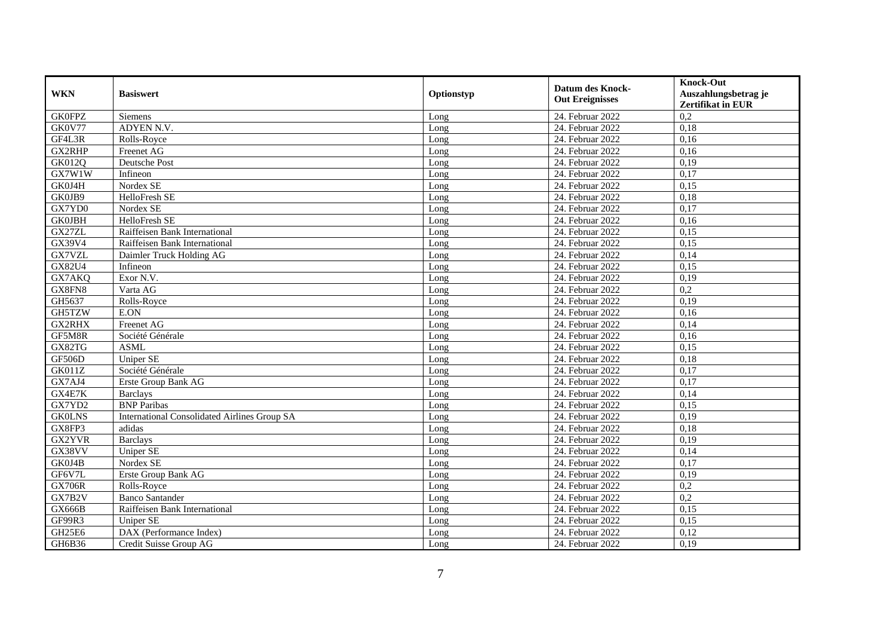| WKN | Basiswert | Optionstyp | Datum des Knock-Out Ereignisses | Knock-Out Auszahlungsbetrag je Zertifikat in EUR |
|---|---|---|---|---|
| GK0FPZ | Siemens | Long | 24. Februar 2022 | 0,2 |
| GK0V77 | ADYEN N.V. | Long | 24. Februar 2022 | 0,18 |
| GF4L3R | Rolls-Royce | Long | 24. Februar 2022 | 0,16 |
| GX2RHP | Freenet AG | Long | 24. Februar 2022 | 0,16 |
| GK012Q | Deutsche Post | Long | 24. Februar 2022 | 0,19 |
| GX7W1W | Infineon | Long | 24. Februar 2022 | 0,17 |
| GK0J4H | Nordex SE | Long | 24. Februar 2022 | 0,15 |
| GK0JB9 | HelloFresh SE | Long | 24. Februar 2022 | 0,18 |
| GX7YD0 | Nordex SE | Long | 24. Februar 2022 | 0,17 |
| GK0JBH | HelloFresh SE | Long | 24. Februar 2022 | 0,16 |
| GX27ZL | Raiffeisen Bank International | Long | 24. Februar 2022 | 0,15 |
| GX39V4 | Raiffeisen Bank International | Long | 24. Februar 2022 | 0,15 |
| GX7VZL | Daimler Truck Holding AG | Long | 24. Februar 2022 | 0,14 |
| GX82U4 | Infineon | Long | 24. Februar 2022 | 0,15 |
| GX7AKQ | Exor N.V. | Long | 24. Februar 2022 | 0,19 |
| GX8FN8 | Varta AG | Long | 24. Februar 2022 | 0,2 |
| GH5637 | Rolls-Royce | Long | 24. Februar 2022 | 0,19 |
| GH5TZW | E.ON | Long | 24. Februar 2022 | 0,16 |
| GX2RHX | Freenet AG | Long | 24. Februar 2022 | 0,14 |
| GF5M8R | Société Générale | Long | 24. Februar 2022 | 0,16 |
| GX82TG | ASML | Long | 24. Februar 2022 | 0,15 |
| GF506D | Uniper SE | Long | 24. Februar 2022 | 0,18 |
| GK011Z | Société Générale | Long | 24. Februar 2022 | 0,17 |
| GX7AJ4 | Erste Group Bank AG | Long | 24. Februar 2022 | 0,17 |
| GX4E7K | Barclays | Long | 24. Februar 2022 | 0,14 |
| GX7YD2 | BNP Paribas | Long | 24. Februar 2022 | 0,15 |
| GK0LNS | International Consolidated Airlines Group SA | Long | 24. Februar 2022 | 0,19 |
| GX8FP3 | adidas | Long | 24. Februar 2022 | 0,18 |
| GX2YVR | Barclays | Long | 24. Februar 2022 | 0,19 |
| GX38VV | Uniper SE | Long | 24. Februar 2022 | 0,14 |
| GK0J4B | Nordex SE | Long | 24. Februar 2022 | 0,17 |
| GF6V7L | Erste Group Bank AG | Long | 24. Februar 2022 | 0,19 |
| GX706R | Rolls-Royce | Long | 24. Februar 2022 | 0,2 |
| GX7B2V | Banco Santander | Long | 24. Februar 2022 | 0,2 |
| GX666B | Raiffeisen Bank International | Long | 24. Februar 2022 | 0,15 |
| GF99R3 | Uniper SE | Long | 24. Februar 2022 | 0,15 |
| GH25E6 | DAX (Performance Index) | Long | 24. Februar 2022 | 0,12 |
| GH6B36 | Credit Suisse Group AG | Long | 24. Februar 2022 | 0,19 |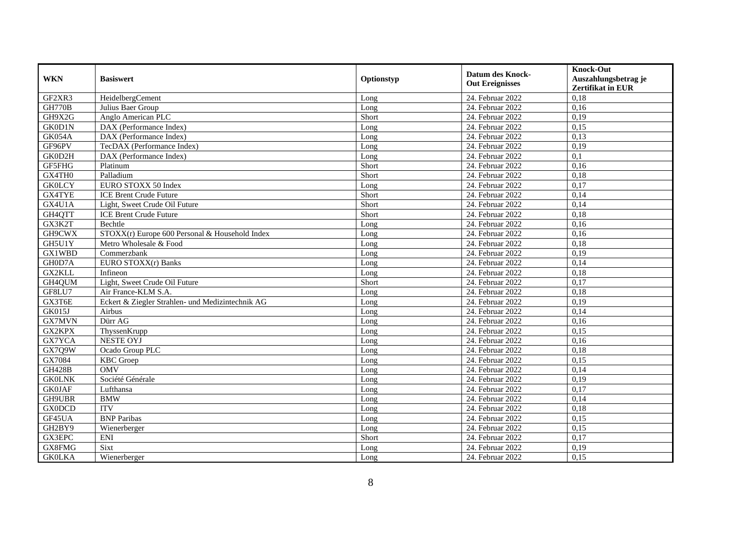| WKN | Basiswert | Optionstyp | Datum des Knock-Out Ereignisses | Knock-Out Auszahlungsbetrag je Zertifikat in EUR |
|---|---|---|---|---|
| GF2XR3 | HeidelbergCement | Long | 24. Februar 2022 | 0,18 |
| GH770B | Julius Baer Group | Long | 24. Februar 2022 | 0,16 |
| GH9X2G | Anglo American PLC | Short | 24. Februar 2022 | 0,19 |
| GK0D1N | DAX (Performance Index) | Long | 24. Februar 2022 | 0,15 |
| GK054A | DAX (Performance Index) | Long | 24. Februar 2022 | 0,13 |
| GF96PV | TecDAX (Performance Index) | Long | 24. Februar 2022 | 0,19 |
| GK0D2H | DAX (Performance Index) | Long | 24. Februar 2022 | 0,1 |
| GF5FHG | Platinum | Short | 24. Februar 2022 | 0,16 |
| GX4TH0 | Palladium | Short | 24. Februar 2022 | 0,18 |
| GK0LCY | EURO STOXX 50 Index | Long | 24. Februar 2022 | 0,17 |
| GX4TYE | ICE Brent Crude Future | Short | 24. Februar 2022 | 0,14 |
| GX4U1A | Light, Sweet Crude Oil Future | Short | 24. Februar 2022 | 0,14 |
| GH4QTT | ICE Brent Crude Future | Short | 24. Februar 2022 | 0,18 |
| GX3K2T | Bechtle | Long | 24. Februar 2022 | 0,16 |
| GH9CWX | STOXX(r) Europe 600 Personal & Household Index | Long | 24. Februar 2022 | 0,16 |
| GH5U1Y | Metro Wholesale & Food | Long | 24. Februar 2022 | 0,18 |
| GX1WBD | Commerzbank | Long | 24. Februar 2022 | 0,19 |
| GH0D7A | EURO STOXX(r) Banks | Long | 24. Februar 2022 | 0,14 |
| GX2KLL | Infineon | Long | 24. Februar 2022 | 0,18 |
| GH4QUM | Light, Sweet Crude Oil Future | Short | 24. Februar 2022 | 0,17 |
| GF8LU7 | Air France-KLM S.A. | Long | 24. Februar 2022 | 0,18 |
| GX3T6E | Eckert & Ziegler Strahlen- und Medizintechnik AG | Long | 24. Februar 2022 | 0,19 |
| GK015J | Airbus | Long | 24. Februar 2022 | 0,14 |
| GX7MVN | Dürr AG | Long | 24. Februar 2022 | 0,16 |
| GX2KPX | ThyssenKrupp | Long | 24. Februar 2022 | 0,15 |
| GX7YCA | NESTE OYJ | Long | 24. Februar 2022 | 0,16 |
| GX7Q9W | Ocado Group PLC | Long | 24. Februar 2022 | 0,18 |
| GX7084 | KBC Groep | Long | 24. Februar 2022 | 0,15 |
| GH428B | OMV | Long | 24. Februar 2022 | 0,14 |
| GK0LNK | Société Générale | Long | 24. Februar 2022 | 0,19 |
| GK0JAF | Lufthansa | Long | 24. Februar 2022 | 0,17 |
| GH9UBR | BMW | Long | 24. Februar 2022 | 0,14 |
| GX0DCD | ITV | Long | 24. Februar 2022 | 0,18 |
| GF45UA | BNP Paribas | Long | 24. Februar 2022 | 0,15 |
| GH2BY9 | Wienerberger | Long | 24. Februar 2022 | 0,15 |
| GX3EPC | ENI | Short | 24. Februar 2022 | 0,17 |
| GX8FMG | Sixt | Long | 24. Februar 2022 | 0,19 |
| GK0LKA | Wienerberger | Long | 24. Februar 2022 | 0,15 |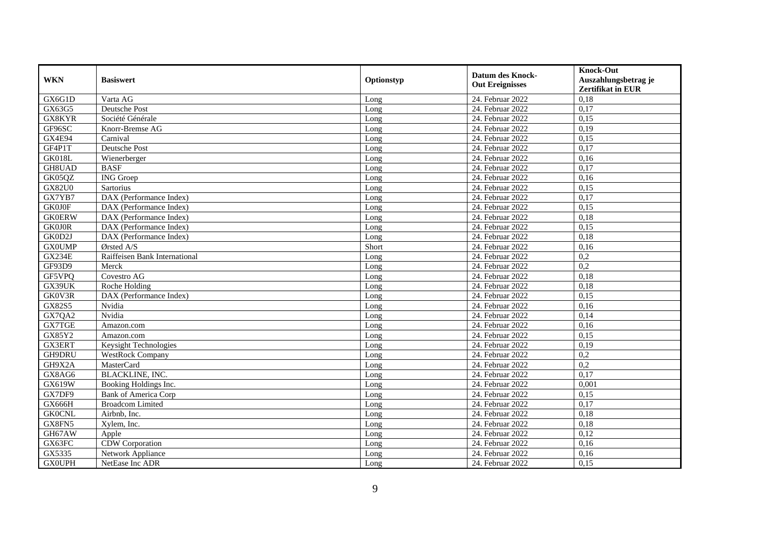| WKN | Basiswert | Optionstyp | Datum des Knock-Out Ereignisses | Knock-Out Auszahlungsbetrag je Zertifikat in EUR |
|---|---|---|---|---|
| GX6G1D | Varta AG | Long | 24. Februar 2022 | 0,18 |
| GX63G5 | Deutsche Post | Long | 24. Februar 2022 | 0,17 |
| GX8KYR | Société Générale | Long | 24. Februar 2022 | 0,15 |
| GF96SC | Knorr-Bremse AG | Long | 24. Februar 2022 | 0,19 |
| GX4E94 | Carnival | Long | 24. Februar 2022 | 0,15 |
| GF4P1T | Deutsche Post | Long | 24. Februar 2022 | 0,17 |
| GK018L | Wienerberger | Long | 24. Februar 2022 | 0,16 |
| GH8UAD | BASF | Long | 24. Februar 2022 | 0,17 |
| GK05QZ | ING Groep | Long | 24. Februar 2022 | 0,16 |
| GX82U0 | Sartorius | Long | 24. Februar 2022 | 0,15 |
| GX7YB7 | DAX (Performance Index) | Long | 24. Februar 2022 | 0,17 |
| GK0J0F | DAX (Performance Index) | Long | 24. Februar 2022 | 0,15 |
| GK0ERW | DAX (Performance Index) | Long | 24. Februar 2022 | 0,18 |
| GK0J0R | DAX (Performance Index) | Long | 24. Februar 2022 | 0,15 |
| GK0D2J | DAX (Performance Index) | Long | 24. Februar 2022 | 0,18 |
| GX0UMP | Ørsted A/S | Short | 24. Februar 2022 | 0,16 |
| GX234E | Raiffeisen Bank International | Long | 24. Februar 2022 | 0,2 |
| GF93D9 | Merck | Long | 24. Februar 2022 | 0,2 |
| GF5VPQ | Covestro AG | Long | 24. Februar 2022 | 0,18 |
| GX39UK | Roche Holding | Long | 24. Februar 2022 | 0,18 |
| GK0V3R | DAX (Performance Index) | Long | 24. Februar 2022 | 0,15 |
| GX82S5 | Nvidia | Long | 24. Februar 2022 | 0,16 |
| GX7QA2 | Nvidia | Long | 24. Februar 2022 | 0,14 |
| GX7TGE | Amazon.com | Long | 24. Februar 2022 | 0,16 |
| GX85Y2 | Amazon.com | Long | 24. Februar 2022 | 0,15 |
| GX3ERT | Keysight Technologies | Long | 24. Februar 2022 | 0,19 |
| GH9DRU | WestRock Company | Long | 24. Februar 2022 | 0,2 |
| GH9X2A | MasterCard | Long | 24. Februar 2022 | 0,2 |
| GX8AG6 | BLACKLINE, INC. | Long | 24. Februar 2022 | 0,17 |
| GX619W | Booking Holdings Inc. | Long | 24. Februar 2022 | 0,001 |
| GX7DF9 | Bank of America Corp | Long | 24. Februar 2022 | 0,15 |
| GX666H | Broadcom Limited | Long | 24. Februar 2022 | 0,17 |
| GK0CNL | Airbnb, Inc. | Long | 24. Februar 2022 | 0,18 |
| GX8FN5 | Xylem, Inc. | Long | 24. Februar 2022 | 0,18 |
| GH67AW | Apple | Long | 24. Februar 2022 | 0,12 |
| GX63FC | CDW Corporation | Long | 24. Februar 2022 | 0,16 |
| GX5335 | Network Appliance | Long | 24. Februar 2022 | 0,16 |
| GX0UPH | NetEase Inc ADR | Long | 24. Februar 2022 | 0,15 |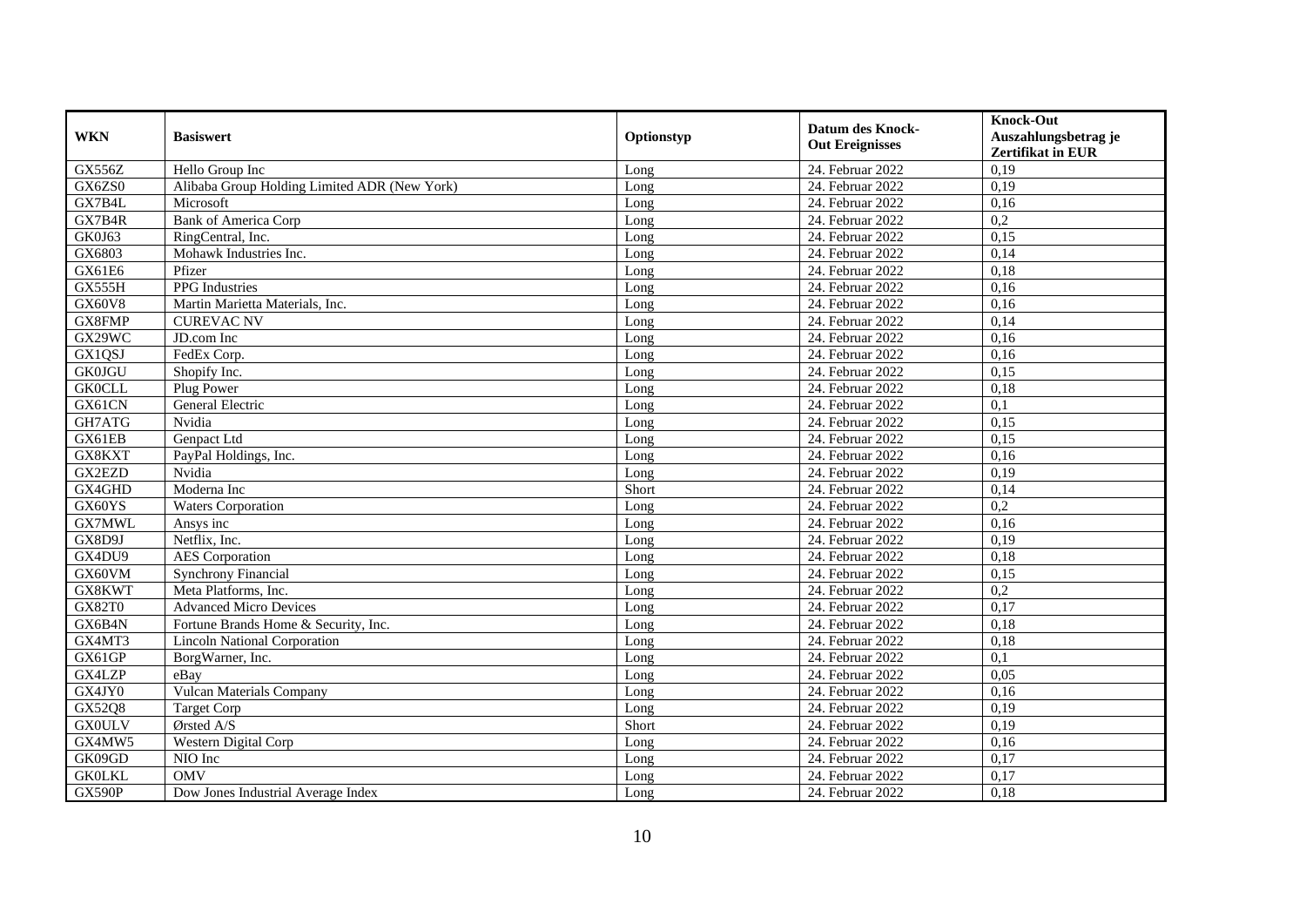| WKN | Basiswert | Optionstyp | Datum des Knock-Out Ereignisses | Knock-Out Auszahlungsbetrag je Zertifikat in EUR |
|---|---|---|---|---|
| GX556Z | Hello Group Inc | Long | 24. Februar 2022 | 0,19 |
| GX6ZS0 | Alibaba Group Holding Limited ADR (New York) | Long | 24. Februar 2022 | 0,19 |
| GX7B4L | Microsoft | Long | 24. Februar 2022 | 0,16 |
| GX7B4R | Bank of America Corp | Long | 24. Februar 2022 | 0,2 |
| GK0J63 | RingCentral, Inc. | Long | 24. Februar 2022 | 0,15 |
| GX6803 | Mohawk Industries Inc. | Long | 24. Februar 2022 | 0,14 |
| GX61E6 | Pfizer | Long | 24. Februar 2022 | 0,18 |
| GX555H | PPG Industries | Long | 24. Februar 2022 | 0,16 |
| GX60V8 | Martin Marietta Materials, Inc. | Long | 24. Februar 2022 | 0,16 |
| GX8FMP | CUREVAC NV | Long | 24. Februar 2022 | 0,14 |
| GX29WC | JD.com Inc | Long | 24. Februar 2022 | 0,16 |
| GX1QSJ | FedEx Corp. | Long | 24. Februar 2022 | 0,16 |
| GK0JGU | Shopify Inc. | Long | 24. Februar 2022 | 0,15 |
| GK0CLL | Plug Power | Long | 24. Februar 2022 | 0,18 |
| GX61CN | General Electric | Long | 24. Februar 2022 | 0,1 |
| GH7ATG | Nvidia | Long | 24. Februar 2022 | 0,15 |
| GX61EB | Genpact Ltd | Long | 24. Februar 2022 | 0,15 |
| GX8KXT | PayPal Holdings, Inc. | Long | 24. Februar 2022 | 0,16 |
| GX2EZD | Nvidia | Long | 24. Februar 2022 | 0,19 |
| GX4GHD | Moderna Inc | Short | 24. Februar 2022 | 0,14 |
| GX60YS | Waters Corporation | Long | 24. Februar 2022 | 0,2 |
| GX7MWL | Ansys inc | Long | 24. Februar 2022 | 0,16 |
| GX8D9J | Netflix, Inc. | Long | 24. Februar 2022 | 0,19 |
| GX4DU9 | AES Corporation | Long | 24. Februar 2022 | 0,18 |
| GX60VM | Synchrony Financial | Long | 24. Februar 2022 | 0,15 |
| GX8KWT | Meta Platforms, Inc. | Long | 24. Februar 2022 | 0,2 |
| GX82T0 | Advanced Micro Devices | Long | 24. Februar 2022 | 0,17 |
| GX6B4N | Fortune Brands Home & Security, Inc. | Long | 24. Februar 2022 | 0,18 |
| GX4MT3 | Lincoln National Corporation | Long | 24. Februar 2022 | 0,18 |
| GX61GP | BorgWarner, Inc. | Long | 24. Februar 2022 | 0,1 |
| GX4LZP | eBay | Long | 24. Februar 2022 | 0,05 |
| GX4JY0 | Vulcan Materials Company | Long | 24. Februar 2022 | 0,16 |
| GX52Q8 | Target Corp | Long | 24. Februar 2022 | 0,19 |
| GX0ULV | Ørsted A/S | Short | 24. Februar 2022 | 0,19 |
| GX4MW5 | Western Digital Corp | Long | 24. Februar 2022 | 0,16 |
| GK09GD | NIO Inc | Long | 24. Februar 2022 | 0,17 |
| GK0LKL | OMV | Long | 24. Februar 2022 | 0,17 |
| GX590P | Dow Jones Industrial Average Index | Long | 24. Februar 2022 | 0,18 |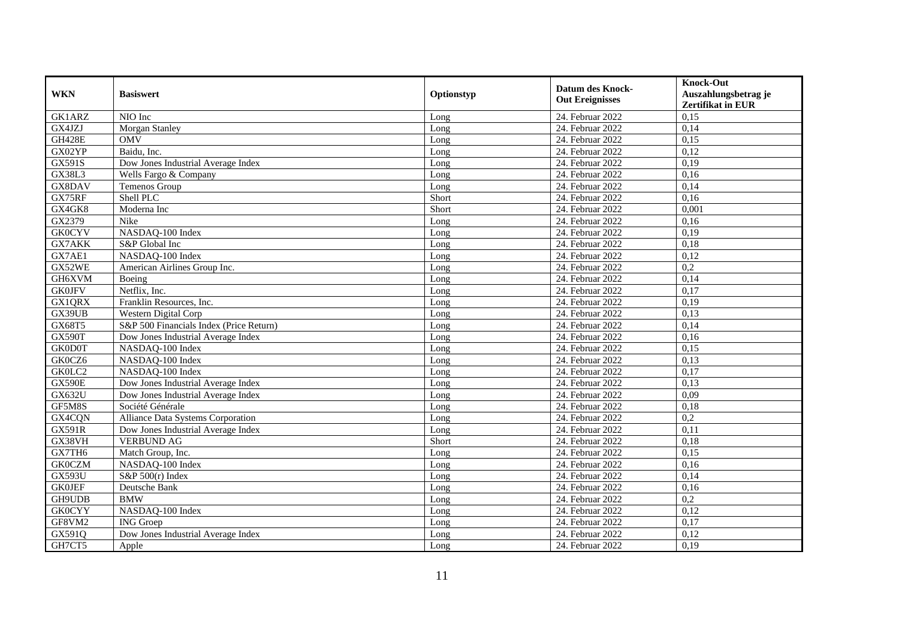| WKN | Basiswert | Optionstyp | Datum des Knock-Out Ereignisses | Knock-Out Auszahlungsbetrag je Zertifikat in EUR |
|---|---|---|---|---|
| GK1ARZ | NIO Inc | Long | 24. Februar 2022 | 0,15 |
| GX4JZJ | Morgan Stanley | Long | 24. Februar 2022 | 0,14 |
| GH428E | OMV | Long | 24. Februar 2022 | 0,15 |
| GX02YP | Baidu, Inc. | Long | 24. Februar 2022 | 0,12 |
| GX591S | Dow Jones Industrial Average Index | Long | 24. Februar 2022 | 0,19 |
| GX38L3 | Wells Fargo & Company | Long | 24. Februar 2022 | 0,16 |
| GX8DAV | Temenos Group | Long | 24. Februar 2022 | 0,14 |
| GX75RF | Shell PLC | Short | 24. Februar 2022 | 0,16 |
| GX4GK8 | Moderna Inc | Short | 24. Februar 2022 | 0,001 |
| GX2379 | Nike | Long | 24. Februar 2022 | 0,16 |
| GK0CYV | NASDAQ-100 Index | Long | 24. Februar 2022 | 0,19 |
| GX7AKK | S&P Global Inc | Long | 24. Februar 2022 | 0,18 |
| GX7AE1 | NASDAQ-100 Index | Long | 24. Februar 2022 | 0,12 |
| GX52WE | American Airlines Group Inc. | Long | 24. Februar 2022 | 0,2 |
| GH6XVM | Boeing | Long | 24. Februar 2022 | 0,14 |
| GK0JFV | Netflix, Inc. | Long | 24. Februar 2022 | 0,17 |
| GX1QRX | Franklin Resources, Inc. | Long | 24. Februar 2022 | 0,19 |
| GX39UB | Western Digital Corp | Long | 24. Februar 2022 | 0,13 |
| GX68T5 | S&P 500 Financials Index (Price Return) | Long | 24. Februar 2022 | 0,14 |
| GX590T | Dow Jones Industrial Average Index | Long | 24. Februar 2022 | 0,16 |
| GK0D0T | NASDAQ-100 Index | Long | 24. Februar 2022 | 0,15 |
| GK0CZ6 | NASDAQ-100 Index | Long | 24. Februar 2022 | 0,13 |
| GK0LC2 | NASDAQ-100 Index | Long | 24. Februar 2022 | 0,17 |
| GX590E | Dow Jones Industrial Average Index | Long | 24. Februar 2022 | 0,13 |
| GX632U | Dow Jones Industrial Average Index | Long | 24. Februar 2022 | 0,09 |
| GF5M8S | Société Générale | Long | 24. Februar 2022 | 0,18 |
| GX4CQN | Alliance Data Systems Corporation | Long | 24. Februar 2022 | 0,2 |
| GX591R | Dow Jones Industrial Average Index | Long | 24. Februar 2022 | 0,11 |
| GX38VH | VERBUND AG | Short | 24. Februar 2022 | 0,18 |
| GX7TH6 | Match Group, Inc. | Long | 24. Februar 2022 | 0,15 |
| GK0CZM | NASDAQ-100 Index | Long | 24. Februar 2022 | 0,16 |
| GX593U | S&P 500(r) Index | Long | 24. Februar 2022 | 0,14 |
| GK0JEF | Deutsche Bank | Long | 24. Februar 2022 | 0,16 |
| GH9UDB | BMW | Long | 24. Februar 2022 | 0,2 |
| GK0CYY | NASDAQ-100 Index | Long | 24. Februar 2022 | 0,12 |
| GF8VM2 | ING Groep | Long | 24. Februar 2022 | 0,17 |
| GX591Q | Dow Jones Industrial Average Index | Long | 24. Februar 2022 | 0,12 |
| GH7CT5 | Apple | Long | 24. Februar 2022 | 0,19 |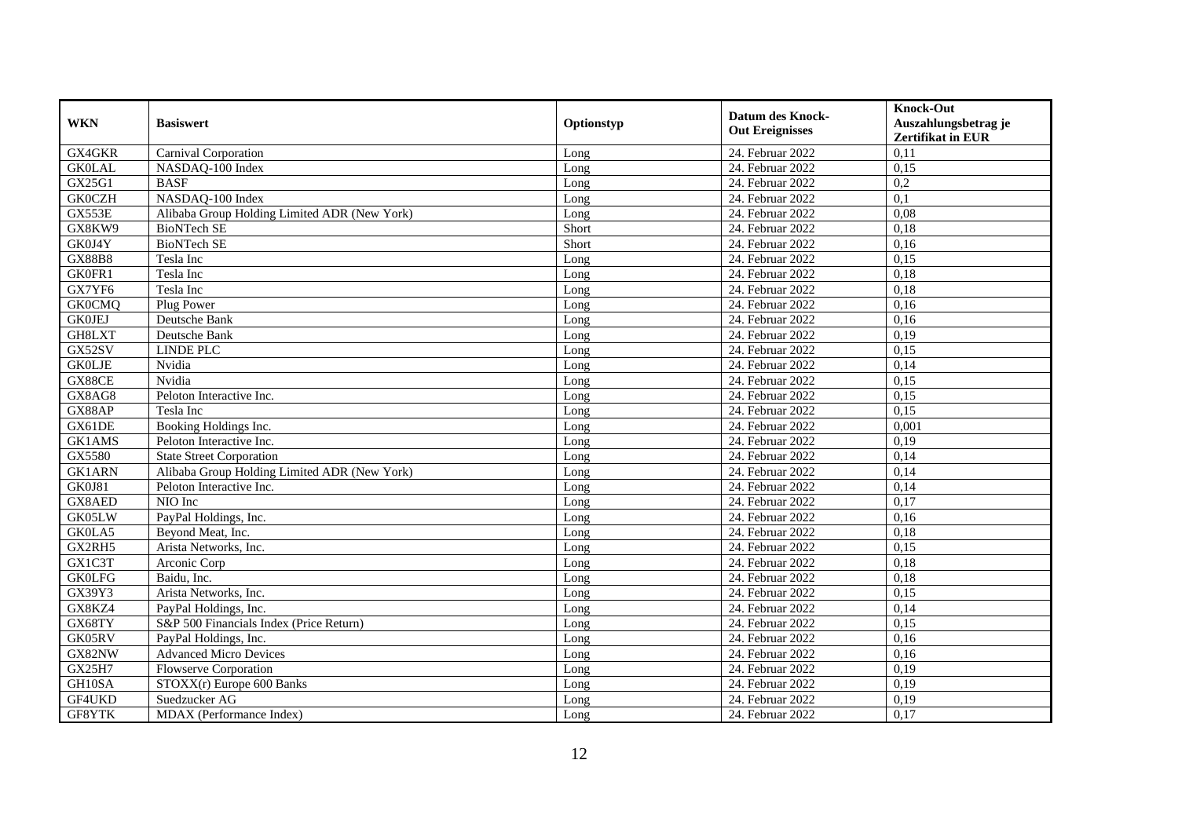| WKN | Basiswert | Optionstyp | Datum des Knock-Out Ereignisses | Knock-Out Auszahlungsbetrag je Zertifikat in EUR |
|---|---|---|---|---|
| GX4GKR | Carnival Corporation | Long | 24. Februar 2022 | 0,11 |
| GK0LAL | NASDAQ-100 Index | Long | 24. Februar 2022 | 0,15 |
| GX25G1 | BASF | Long | 24. Februar 2022 | 0,2 |
| GK0CZH | NASDAQ-100 Index | Long | 24. Februar 2022 | 0,1 |
| GX553E | Alibaba Group Holding Limited ADR (New York) | Long | 24. Februar 2022 | 0,08 |
| GX8KW9 | BioNTech SE | Short | 24. Februar 2022 | 0,18 |
| GK0J4Y | BioNTech SE | Short | 24. Februar 2022 | 0,16 |
| GX88B8 | Tesla Inc | Long | 24. Februar 2022 | 0,15 |
| GK0FR1 | Tesla Inc | Long | 24. Februar 2022 | 0,18 |
| GX7YF6 | Tesla Inc | Long | 24. Februar 2022 | 0,18 |
| GK0CMQ | Plug Power | Long | 24. Februar 2022 | 0,16 |
| GK0JEJ | Deutsche Bank | Long | 24. Februar 2022 | 0,16 |
| GH8LXT | Deutsche Bank | Long | 24. Februar 2022 | 0,19 |
| GX52SV | LINDE PLC | Long | 24. Februar 2022 | 0,15 |
| GK0LJE | Nvidia | Long | 24. Februar 2022 | 0,14 |
| GX88CE | Nvidia | Long | 24. Februar 2022 | 0,15 |
| GX8AG8 | Peloton Interactive Inc. | Long | 24. Februar 2022 | 0,15 |
| GX88AP | Tesla Inc | Long | 24. Februar 2022 | 0,15 |
| GX61DE | Booking Holdings Inc. | Long | 24. Februar 2022 | 0,001 |
| GK1AMS | Peloton Interactive Inc. | Long | 24. Februar 2022 | 0,19 |
| GX5580 | State Street Corporation | Long | 24. Februar 2022 | 0,14 |
| GK1ARN | Alibaba Group Holding Limited ADR (New York) | Long | 24. Februar 2022 | 0,14 |
| GK0J81 | Peloton Interactive Inc. | Long | 24. Februar 2022 | 0,14 |
| GX8AED | NIO Inc | Long | 24. Februar 2022 | 0,17 |
| GK05LW | PayPal Holdings, Inc. | Long | 24. Februar 2022 | 0,16 |
| GK0LA5 | Beyond Meat, Inc. | Long | 24. Februar 2022 | 0,18 |
| GX2RH5 | Arista Networks, Inc. | Long | 24. Februar 2022 | 0,15 |
| GX1C3T | Arconic Corp | Long | 24. Februar 2022 | 0,18 |
| GK0LFG | Baidu, Inc. | Long | 24. Februar 2022 | 0,18 |
| GX39Y3 | Arista Networks, Inc. | Long | 24. Februar 2022 | 0,15 |
| GX8KZ4 | PayPal Holdings, Inc. | Long | 24. Februar 2022 | 0,14 |
| GX68TY | S&P 500 Financials Index (Price Return) | Long | 24. Februar 2022 | 0,15 |
| GK05RV | PayPal Holdings, Inc. | Long | 24. Februar 2022 | 0,16 |
| GX82NW | Advanced Micro Devices | Long | 24. Februar 2022 | 0,16 |
| GX25H7 | Flowserve Corporation | Long | 24. Februar 2022 | 0,19 |
| GH10SA | STOXX(r) Europe 600 Banks | Long | 24. Februar 2022 | 0,19 |
| GF4UKD | Suedzucker AG | Long | 24. Februar 2022 | 0,19 |
| GF8YTK | MDAX (Performance Index) | Long | 24. Februar 2022 | 0,17 |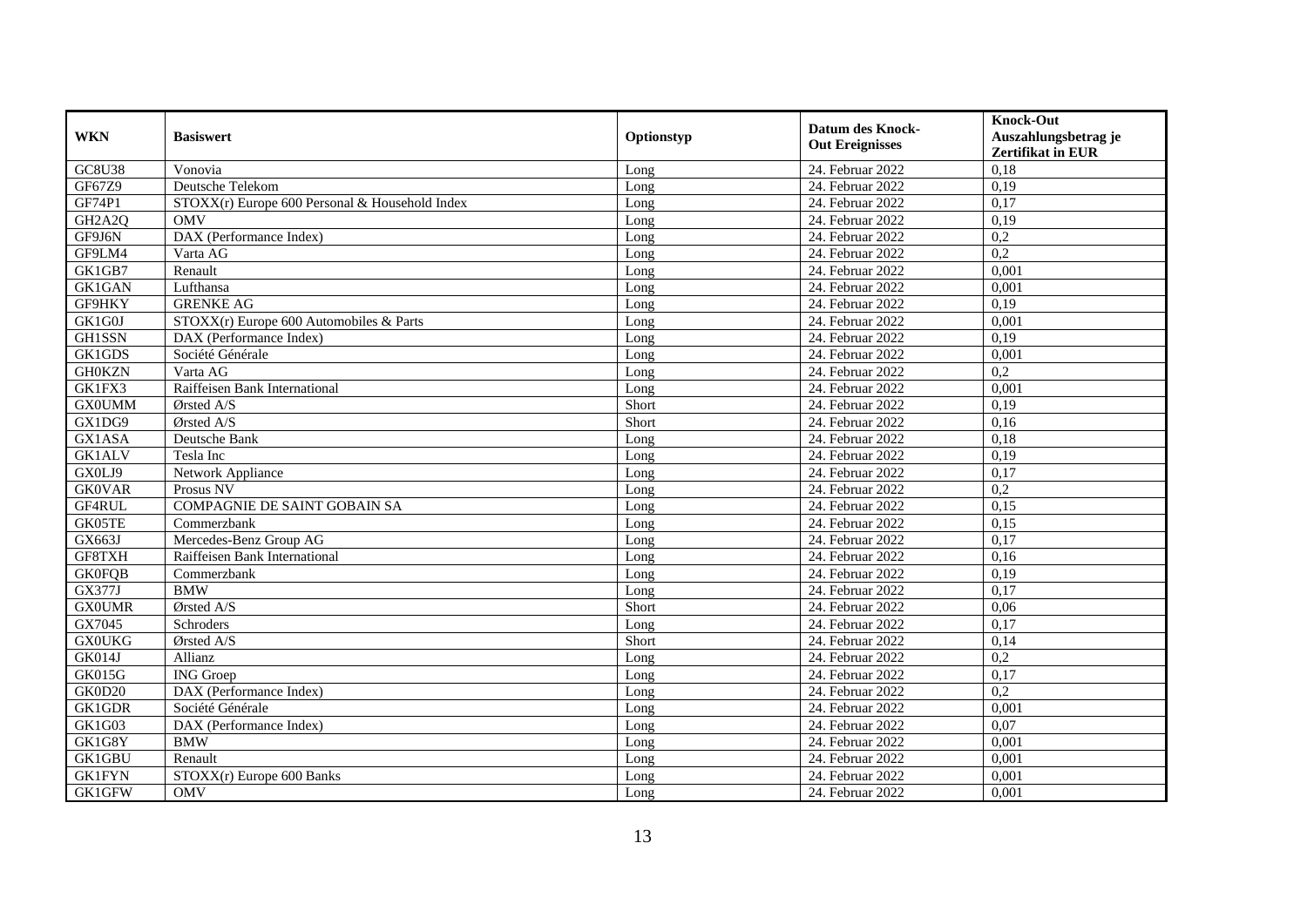| WKN | Basiswert | Optionstyp | Datum des Knock-Out Ereignisses | Knock-Out Auszahlungsbetrag je Zertifikat in EUR |
|---|---|---|---|---|
| GC8U38 | Vonovia | Long | 24. Februar 2022 | 0,18 |
| GF67Z9 | Deutsche Telekom | Long | 24. Februar 2022 | 0,19 |
| GF74P1 | STOXX(r) Europe 600 Personal & Household Index | Long | 24. Februar 2022 | 0,17 |
| GH2A2Q | OMV | Long | 24. Februar 2022 | 0,19 |
| GF9J6N | DAX (Performance Index) | Long | 24. Februar 2022 | 0,2 |
| GF9LM4 | Varta AG | Long | 24. Februar 2022 | 0,2 |
| GK1GB7 | Renault | Long | 24. Februar 2022 | 0,001 |
| GK1GAN | Lufthansa | Long | 24. Februar 2022 | 0,001 |
| GF9HKY | GRENKE AG | Long | 24. Februar 2022 | 0,19 |
| GK1G0J | STOXX(r) Europe 600 Automobiles & Parts | Long | 24. Februar 2022 | 0,001 |
| GH1SSN | DAX (Performance Index) | Long | 24. Februar 2022 | 0,19 |
| GK1GDS | Société Générale | Long | 24. Februar 2022 | 0,001 |
| GH0KZN | Varta AG | Long | 24. Februar 2022 | 0,2 |
| GK1FX3 | Raiffeisen Bank International | Long | 24. Februar 2022 | 0,001 |
| GX0UMM | Ørsted A/S | Short | 24. Februar 2022 | 0,19 |
| GX1DG9 | Ørsted A/S | Short | 24. Februar 2022 | 0,16 |
| GX1ASA | Deutsche Bank | Long | 24. Februar 2022 | 0,18 |
| GK1ALV | Tesla Inc | Long | 24. Februar 2022 | 0,19 |
| GX0LJ9 | Network Appliance | Long | 24. Februar 2022 | 0,17 |
| GK0VAR | Prosus NV | Long | 24. Februar 2022 | 0,2 |
| GF4RUL | COMPAGNIE DE SAINT GOBAIN SA | Long | 24. Februar 2022 | 0,15 |
| GK05TE | Commerzbank | Long | 24. Februar 2022 | 0,15 |
| GX663J | Mercedes-Benz Group AG | Long | 24. Februar 2022 | 0,17 |
| GF8TXH | Raiffeisen Bank International | Long | 24. Februar 2022 | 0,16 |
| GK0FQB | Commerzbank | Long | 24. Februar 2022 | 0,19 |
| GX377J | BMW | Long | 24. Februar 2022 | 0,17 |
| GX0UMR | Ørsted A/S | Short | 24. Februar 2022 | 0,06 |
| GX7045 | Schroders | Long | 24. Februar 2022 | 0,17 |
| GX0UKG | Ørsted A/S | Short | 24. Februar 2022 | 0,14 |
| GK014J | Allianz | Long | 24. Februar 2022 | 0,2 |
| GK015G | ING Groep | Long | 24. Februar 2022 | 0,17 |
| GK0D20 | DAX (Performance Index) | Long | 24. Februar 2022 | 0,2 |
| GK1GDR | Société Générale | Long | 24. Februar 2022 | 0,001 |
| GK1G03 | DAX (Performance Index) | Long | 24. Februar 2022 | 0,07 |
| GK1G8Y | BMW | Long | 24. Februar 2022 | 0,001 |
| GK1GBU | Renault | Long | 24. Februar 2022 | 0,001 |
| GK1FYN | STOXX(r) Europe 600 Banks | Long | 24. Februar 2022 | 0,001 |
| GK1GFW | OMV | Long | 24. Februar 2022 | 0,001 |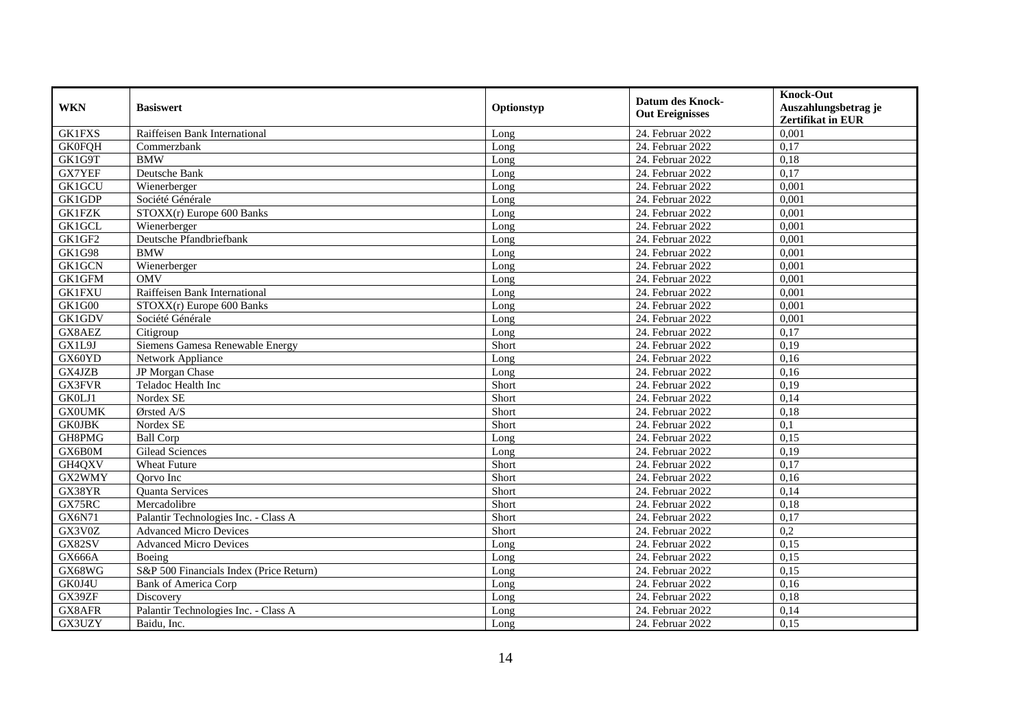| WKN | Basiswert | Optionstyp | Datum des Knock-Out Ereignisses | Knock-Out Auszahlungsbetrag je Zertifikat in EUR |
|---|---|---|---|---|
| GK1FXS | Raiffeisen Bank International | Long | 24. Februar 2022 | 0,001 |
| GK0FQH | Commerzbank | Long | 24. Februar 2022 | 0,17 |
| GK1G9T | BMW | Long | 24. Februar 2022 | 0,18 |
| GX7YEF | Deutsche Bank | Long | 24. Februar 2022 | 0,17 |
| GK1GCU | Wienerberger | Long | 24. Februar 2022 | 0,001 |
| GK1GDP | Société Générale | Long | 24. Februar 2022 | 0,001 |
| GK1FZK | STOXX(r) Europe 600 Banks | Long | 24. Februar 2022 | 0,001 |
| GK1GCL | Wienerberger | Long | 24. Februar 2022 | 0,001 |
| GK1GF2 | Deutsche Pfandbriefbank | Long | 24. Februar 2022 | 0,001 |
| GK1G98 | BMW | Long | 24. Februar 2022 | 0,001 |
| GK1GCN | Wienerberger | Long | 24. Februar 2022 | 0,001 |
| GK1GFM | OMV | Long | 24. Februar 2022 | 0,001 |
| GK1FXU | Raiffeisen Bank International | Long | 24. Februar 2022 | 0,001 |
| GK1G00 | STOXX(r) Europe 600 Banks | Long | 24. Februar 2022 | 0,001 |
| GK1GDV | Société Générale | Long | 24. Februar 2022 | 0,001 |
| GX8AEZ | Citigroup | Long | 24. Februar 2022 | 0,17 |
| GX1L9J | Siemens Gamesa Renewable Energy | Short | 24. Februar 2022 | 0,19 |
| GX60YD | Network Appliance | Long | 24. Februar 2022 | 0,16 |
| GX4JZB | JP Morgan Chase | Long | 24. Februar 2022 | 0,16 |
| GX3FVR | Teladoc Health Inc | Short | 24. Februar 2022 | 0,19 |
| GK0LJ1 | Nordex SE | Short | 24. Februar 2022 | 0,14 |
| GX0UMK | Ørsted A/S | Short | 24. Februar 2022 | 0,18 |
| GK0JBK | Nordex SE | Short | 24. Februar 2022 | 0,1 |
| GH8PMG | Ball Corp | Long | 24. Februar 2022 | 0,15 |
| GX6B0M | Gilead Sciences | Long | 24. Februar 2022 | 0,19 |
| GH4QXV | Wheat Future | Short | 24. Februar 2022 | 0,17 |
| GX2WMY | Qorvo Inc | Short | 24. Februar 2022 | 0,16 |
| GX38YR | Quanta Services | Short | 24. Februar 2022 | 0,14 |
| GX75RC | Mercadolibre | Short | 24. Februar 2022 | 0,18 |
| GX6N71 | Palantir Technologies Inc. - Class A | Short | 24. Februar 2022 | 0,17 |
| GX3V0Z | Advanced Micro Devices | Short | 24. Februar 2022 | 0,2 |
| GX82SV | Advanced Micro Devices | Long | 24. Februar 2022 | 0,15 |
| GX666A | Boeing | Long | 24. Februar 2022 | 0,15 |
| GX68WG | S&P 500 Financials Index (Price Return) | Long | 24. Februar 2022 | 0,15 |
| GK0J4U | Bank of America Corp | Long | 24. Februar 2022 | 0,16 |
| GX39ZF | Discovery | Long | 24. Februar 2022 | 0,18 |
| GX8AFR | Palantir Technologies Inc. - Class A | Long | 24. Februar 2022 | 0,14 |
| GX3UZY | Baidu, Inc. | Long | 24. Februar 2022 | 0,15 |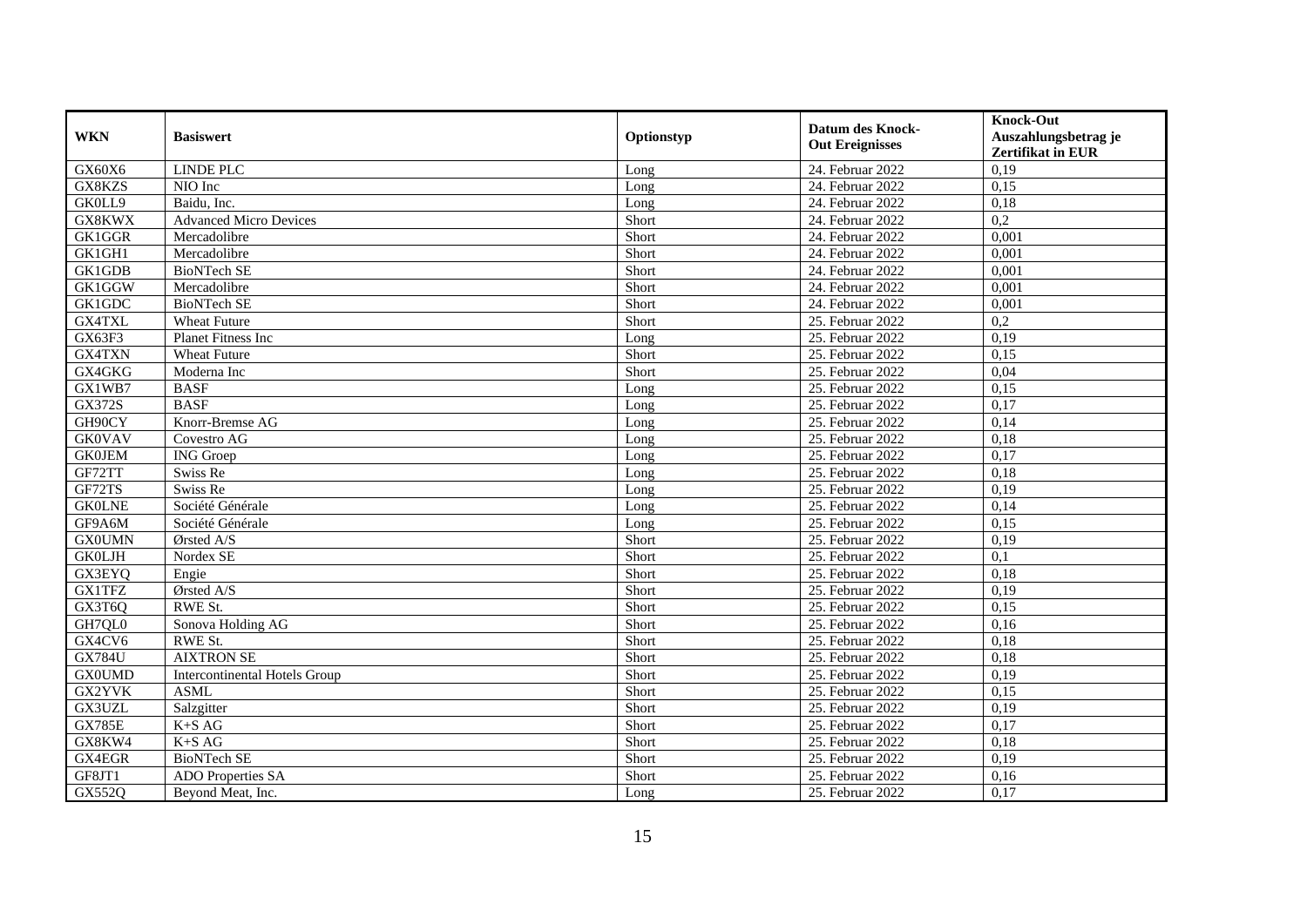| WKN | Basiswert | Optionstyp | Datum des Knock-Out Ereignisses | Knock-Out Auszahlungsbetrag je Zertifikat in EUR |
|---|---|---|---|---|
| GX60X6 | LINDE PLC | Long | 24. Februar 2022 | 0,19 |
| GX8KZS | NIO Inc | Long | 24. Februar 2022 | 0,15 |
| GK0LL9 | Baidu, Inc. | Long | 24. Februar 2022 | 0,18 |
| GX8KWX | Advanced Micro Devices | Short | 24. Februar 2022 | 0,2 |
| GK1GGR | Mercadolibre | Short | 24. Februar 2022 | 0,001 |
| GK1GH1 | Mercadolibre | Short | 24. Februar 2022 | 0,001 |
| GK1GDB | BioNTech SE | Short | 24. Februar 2022 | 0,001 |
| GK1GGW | Mercadolibre | Short | 24. Februar 2022 | 0,001 |
| GK1GDC | BioNTech SE | Short | 24. Februar 2022 | 0,001 |
| GX4TXL | Wheat Future | Short | 25. Februar 2022 | 0,2 |
| GX63F3 | Planet Fitness Inc | Long | 25. Februar 2022 | 0,19 |
| GX4TXN | Wheat Future | Short | 25. Februar 2022 | 0,15 |
| GX4GKG | Moderna Inc | Short | 25. Februar 2022 | 0,04 |
| GX1WB7 | BASF | Long | 25. Februar 2022 | 0,15 |
| GX372S | BASF | Long | 25. Februar 2022 | 0,17 |
| GH90CY | Knorr-Bremse AG | Long | 25. Februar 2022 | 0,14 |
| GK0VAV | Covestro AG | Long | 25. Februar 2022 | 0,18 |
| GK0JEM | ING Groep | Long | 25. Februar 2022 | 0,17 |
| GF72TT | Swiss Re | Long | 25. Februar 2022 | 0,18 |
| GF72TS | Swiss Re | Long | 25. Februar 2022 | 0,19 |
| GK0LNE | Société Générale | Long | 25. Februar 2022 | 0,14 |
| GF9A6M | Société Générale | Long | 25. Februar 2022 | 0,15 |
| GX0UMN | Ørsted A/S | Short | 25. Februar 2022 | 0,19 |
| GK0LJH | Nordex SE | Short | 25. Februar 2022 | 0,1 |
| GX3EYQ | Engie | Short | 25. Februar 2022 | 0,18 |
| GX1TFZ | Ørsted A/S | Short | 25. Februar 2022 | 0,19 |
| GX3T6Q | RWE St. | Short | 25. Februar 2022 | 0,15 |
| GH7QL0 | Sonova Holding AG | Short | 25. Februar 2022 | 0,16 |
| GX4CV6 | RWE St. | Short | 25. Februar 2022 | 0,18 |
| GX784U | AIXTRON SE | Short | 25. Februar 2022 | 0,18 |
| GX0UMD | Intercontinental Hotels Group | Short | 25. Februar 2022 | 0,19 |
| GX2YVK | ASML | Short | 25. Februar 2022 | 0,15 |
| GX3UZL | Salzgitter | Short | 25. Februar 2022 | 0,19 |
| GX785E | K+S AG | Short | 25. Februar 2022 | 0,17 |
| GX8KW4 | K+S AG | Short | 25. Februar 2022 | 0,18 |
| GX4EGR | BioNTech SE | Short | 25. Februar 2022 | 0,19 |
| GF8JT1 | ADO Properties SA | Short | 25. Februar 2022 | 0,16 |
| GX552Q | Beyond Meat, Inc. | Long | 25. Februar 2022 | 0,17 |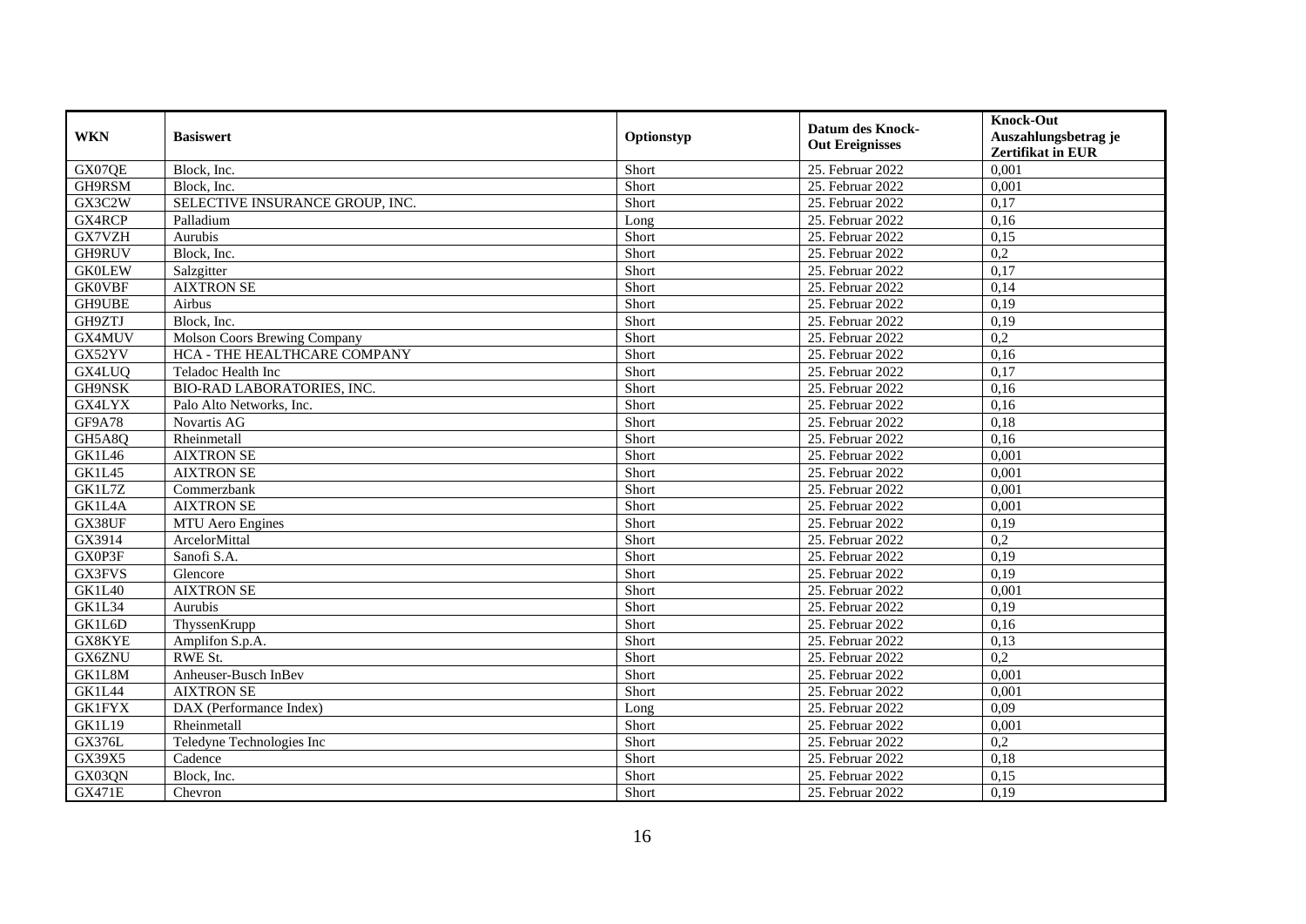| WKN | Basiswert | Optionstyp | Datum des Knock-Out Ereignisses | Knock-Out Auszahlungsbetrag je Zertifikat in EUR |
|---|---|---|---|---|
| GX07QE | Block, Inc. | Short | 25. Februar 2022 | 0,001 |
| GH9RSM | Block, Inc. | Short | 25. Februar 2022 | 0,001 |
| GX3C2W | SELECTIVE INSURANCE GROUP, INC. | Short | 25. Februar 2022 | 0,17 |
| GX4RCP | Palladium | Long | 25. Februar 2022 | 0,16 |
| GX7VZH | Aurubis | Short | 25. Februar 2022 | 0,15 |
| GH9RUV | Block, Inc. | Short | 25. Februar 2022 | 0,2 |
| GK0LEW | Salzgitter | Short | 25. Februar 2022 | 0,17 |
| GK0VBF | AIXTRON SE | Short | 25. Februar 2022 | 0,14 |
| GH9UBE | Airbus | Short | 25. Februar 2022 | 0,19 |
| GH9ZTJ | Block, Inc. | Short | 25. Februar 2022 | 0,19 |
| GX4MUV | Molson Coors Brewing Company | Short | 25. Februar 2022 | 0,2 |
| GX52YV | HCA - THE HEALTHCARE COMPANY | Short | 25. Februar 2022 | 0,16 |
| GX4LUQ | Teladoc Health Inc | Short | 25. Februar 2022 | 0,17 |
| GH9NSK | BIO-RAD LABORATORIES, INC. | Short | 25. Februar 2022 | 0,16 |
| GX4LYX | Palo Alto Networks, Inc. | Short | 25. Februar 2022 | 0,16 |
| GF9A78 | Novartis AG | Short | 25. Februar 2022 | 0,18 |
| GH5A8Q | Rheinmetall | Short | 25. Februar 2022 | 0,16 |
| GK1L46 | AIXTRON SE | Short | 25. Februar 2022 | 0,001 |
| GK1L45 | AIXTRON SE | Short | 25. Februar 2022 | 0,001 |
| GK1L7Z | Commerzbank | Short | 25. Februar 2022 | 0,001 |
| GK1L4A | AIXTRON SE | Short | 25. Februar 2022 | 0,001 |
| GX38UF | MTU Aero Engines | Short | 25. Februar 2022 | 0,19 |
| GX3914 | ArcelorMittal | Short | 25. Februar 2022 | 0,2 |
| GX0P3F | Sanofi S.A. | Short | 25. Februar 2022 | 0,19 |
| GX3FVS | Glencore | Short | 25. Februar 2022 | 0,19 |
| GK1L40 | AIXTRON SE | Short | 25. Februar 2022 | 0,001 |
| GK1L34 | Aurubis | Short | 25. Februar 2022 | 0,19 |
| GK1L6D | ThyssenKrupp | Short | 25. Februar 2022 | 0,16 |
| GX8KYE | Amplifon S.p.A. | Short | 25. Februar 2022 | 0,13 |
| GX6ZNU | RWE St. | Short | 25. Februar 2022 | 0,2 |
| GK1L8M | Anheuser-Busch InBev | Short | 25. Februar 2022 | 0,001 |
| GK1L44 | AIXTRON SE | Short | 25. Februar 2022 | 0,001 |
| GK1FYX | DAX (Performance Index) | Long | 25. Februar 2022 | 0,09 |
| GK1L19 | Rheinmetall | Short | 25. Februar 2022 | 0,001 |
| GX376L | Teledyne Technologies Inc | Short | 25. Februar 2022 | 0,2 |
| GX39X5 | Cadence | Short | 25. Februar 2022 | 0,18 |
| GX03QN | Block, Inc. | Short | 25. Februar 2022 | 0,15 |
| GX471E | Chevron | Short | 25. Februar 2022 | 0,19 |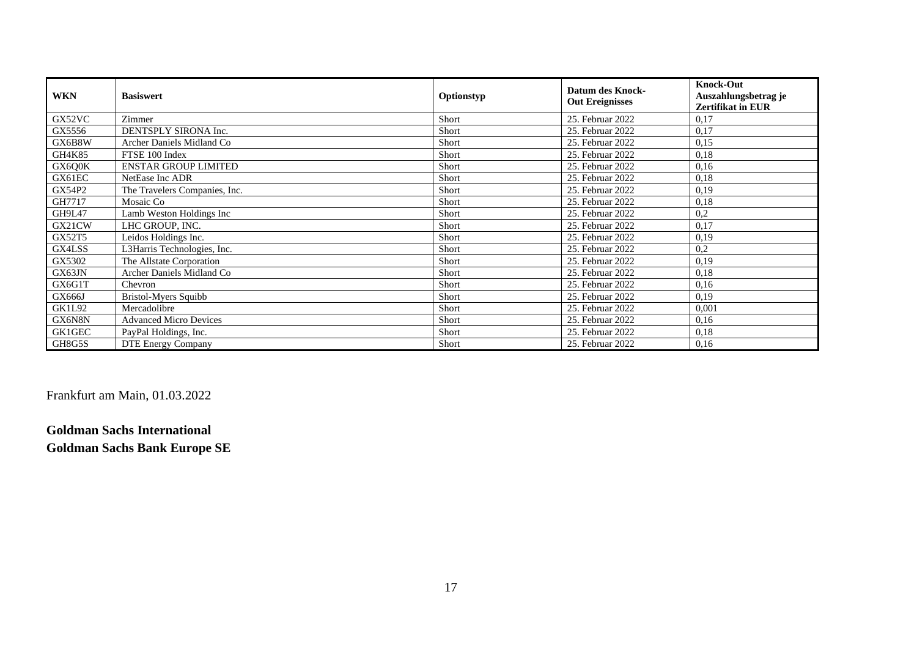| WKN | Basiswert | Optionstyp | Datum des Knock-Out Ereignisses | Knock-Out Auszahlungsbetrag je Zertifikat in EUR |
|---|---|---|---|---|
| GX52VC | Zimmer | Short | 25. Februar 2022 | 0,17 |
| GX5556 | DENTSPLY SIRONA Inc. | Short | 25. Februar 2022 | 0,17 |
| GX6B8W | Archer Daniels Midland Co | Short | 25. Februar 2022 | 0,15 |
| GH4K85 | FTSE 100 Index | Short | 25. Februar 2022 | 0,18 |
| GX6Q0K | ENSTAR GROUP LIMITED | Short | 25. Februar 2022 | 0,16 |
| GX61EC | NetEase Inc ADR | Short | 25. Februar 2022 | 0,18 |
| GX54P2 | The Travelers Companies, Inc. | Short | 25. Februar 2022 | 0,19 |
| GH7717 | Mosaic Co | Short | 25. Februar 2022 | 0,18 |
| GH9L47 | Lamb Weston Holdings Inc | Short | 25. Februar 2022 | 0,2 |
| GX21CW | LHC GROUP, INC. | Short | 25. Februar 2022 | 0,17 |
| GX52T5 | Leidos Holdings Inc. | Short | 25. Februar 2022 | 0,19 |
| GX4LSS | L3Harris Technologies, Inc. | Short | 25. Februar 2022 | 0,2 |
| GX5302 | The Allstate Corporation | Short | 25. Februar 2022 | 0,19 |
| GX63JN | Archer Daniels Midland Co | Short | 25. Februar 2022 | 0,18 |
| GX6G1T | Chevron | Short | 25. Februar 2022 | 0,16 |
| GX666J | Bristol-Myers Squibb | Short | 25. Februar 2022 | 0,19 |
| GK1L92 | Mercadolibre | Short | 25. Februar 2022 | 0,001 |
| GX6N8N | Advanced Micro Devices | Short | 25. Februar 2022 | 0,16 |
| GK1GEC | PayPal Holdings, Inc. | Short | 25. Februar 2022 | 0,18 |
| GH8G5S | DTE Energy Company | Short | 25. Februar 2022 | 0,16 |

Frankfurt am Main, 01.03.2022

**Goldman Sachs International**
**Goldman Sachs Bank Europe SE**